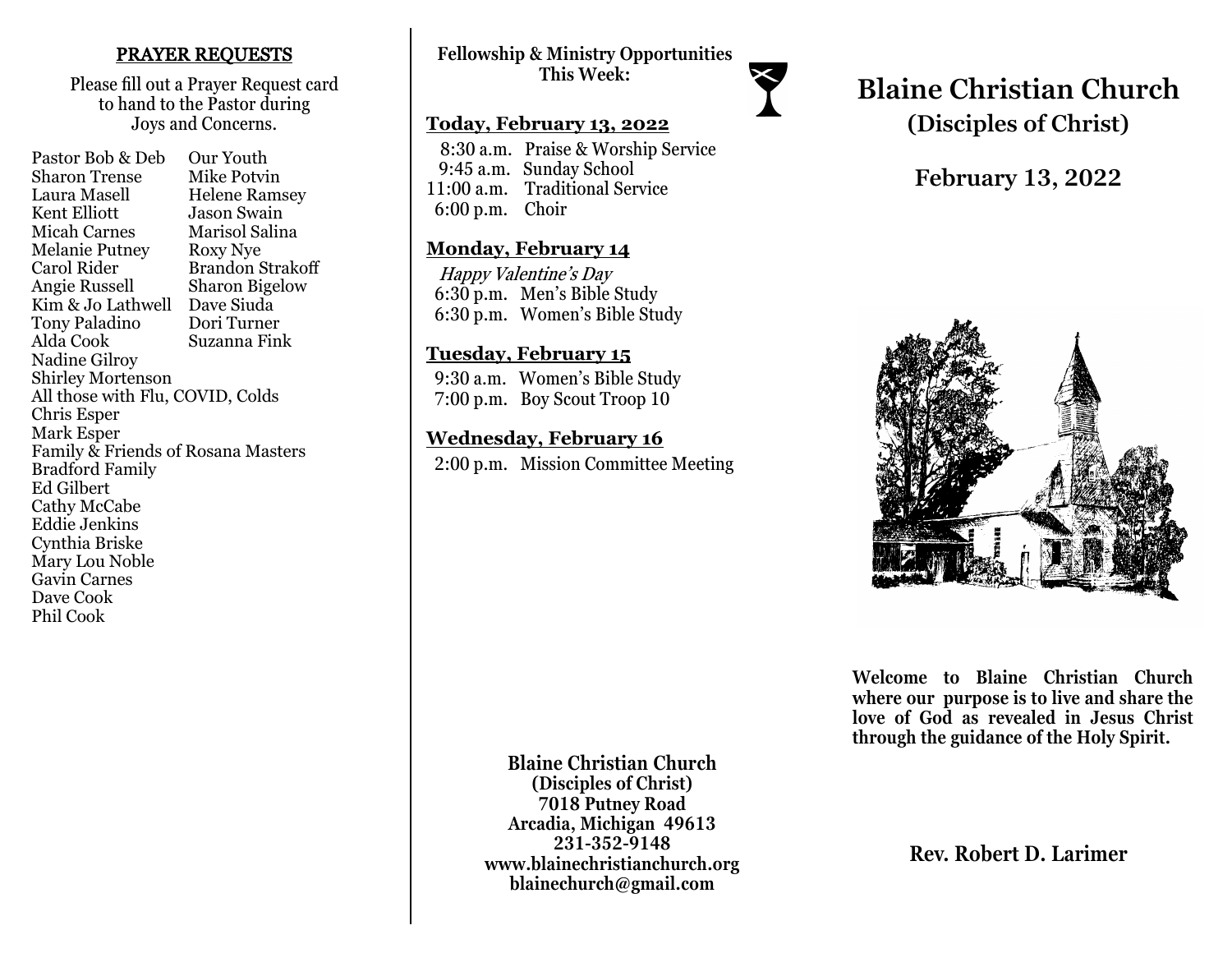## PRAYER REQUESTS

Please fill out a Prayer Request card to hand to the Pastor during Joys and Concerns.

Pastor Bob & Deb
Sharon Trense
Laura Masell
Kent Elliott
Micah Carnes
Melanie Putney
Carol Rider
Angie Russell
Kim & Jo Lathwell
Tony Paladino
Alda Cook
Nadine Gilroy
Shirley Mortenson
All those with Flu, COVID, Colds
Chris Esper
Mark Esper
Family & Friends of Rosana Masters
Bradford Family
Ed Gilbert
Cathy McCabe
Eddie Jenkins
Cynthia Briske
Mary Lou Noble
Gavin Carnes
Dave Cook
Phil Cook
Our Youth
Mike Potvin
Helene Ramsey
Jason Swain
Marisol Salina
Roxy Nye
Brandon Strakoff
Sharon Bigelow
Dave Siuda
Dori Turner
Suzanna Fink

**Fellowship & Ministry Opportunities This Week:**

### Today, February 13, 2022

8:30 a.m. Praise & Worship Service
9:45 a.m. Sunday School
11:00 a.m. Traditional Service
6:00 p.m. Choir

### Monday, February 14

*Happy Valentine's Day*
6:30 p.m. Men's Bible Study
6:30 p.m. Women's Bible Study

### Tuesday, February 15

9:30 a.m. Women's Bible Study
7:00 p.m. Boy Scout Troop 10

### Wednesday, February 16

2:00 p.m. Mission Committee Meeting

**Blaine Christian Church**
**(Disciples of Christ)**
**7018 Putney Road**
**Arcadia, Michigan 49613**
**231-352-9148**
**www.blainechristianchurch.org**
**blainechurch@gmail.com**

# Blaine Christian Church
## (Disciples of Christ)

## February 13, 2022

**Welcome to Blaine Christian Church where our purpose is to live and share the love of God as revealed in Jesus Christ through the guidance of the Holy Spirit.**

**Rev. Robert D. Larimer**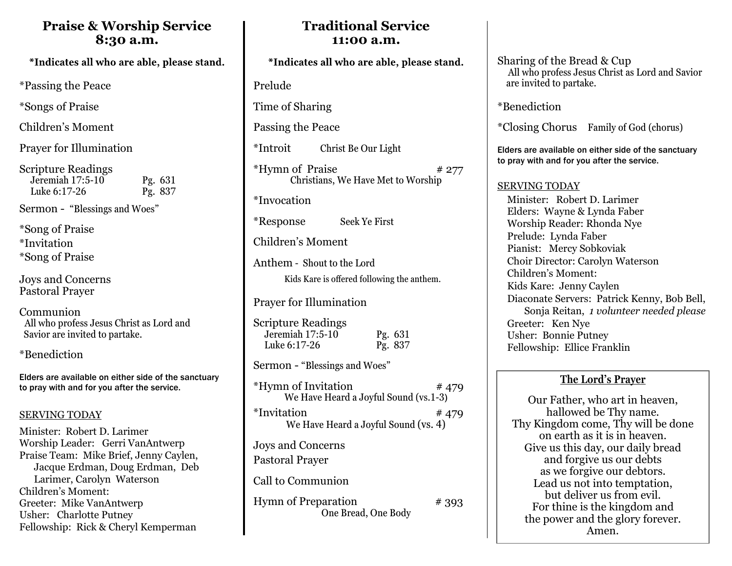## Praise & Worship Service 8:30 a.m.

**\*Indicates all who are able, please stand.**

*Passing the Peace

*Songs of Praise

Children's Moment

Prayer for Illumination

Scripture Readings
- Jeremiah 17:5-10 — Pg. 631
- Luke 6:17-26 — Pg. 837

Sermon - "Blessings and Woes"

*Song of Praise
*Invitation
*Song of Praise

Joys and Concerns
Pastoral Prayer

Communion
All who profess Jesus Christ as Lord and Savior are invited to partake.

*Benediction

**Elders are available on either side of the sanctuary to pray with and for you after the service.**

SERVING TODAY

Minister: Robert D. Larimer
Worship Leader: Gerri VanAntwerp
Praise Team: Mike Brief, Jenny Caylen, Jacque Erdman, Doug Erdman, Deb Larimer, Carolyn Waterson
Children's Moment:
Greeter: Mike VanAntwerp
Usher: Charlotte Putney
Fellowship: Rick & Cheryl Kemperman

## Traditional Service 11:00 a.m.

**\*Indicates all who are able, please stand.**

Prelude

Time of Sharing

Passing the Peace

*Introit — Christ Be Our Light

*Hymn of Praise — # 277
Christians, We Have Met to Worship

*Invocation

*Response — Seek Ye First

Children's Moment

Anthem - Shout to the Lord
Kids Kare is offered following the anthem.

Prayer for Illumination

Scripture Readings
- Jeremiah 17:5-10 — Pg. 631
- Luke 6:17-26 — Pg. 837

Sermon - "Blessings and Woes"

*Hymn of Invitation — # 479
We Have Heard a Joyful Sound (vs.1-3)

*Invitation — # 479
We Have Heard a Joyful Sound (vs. 4)

Joys and Concerns

Pastoral Prayer

Call to Communion

Hymn of Preparation — # 393
One Bread, One Body

Sharing of the Bread & Cup
All who profess Jesus Christ as Lord and Savior are invited to partake.

*Benediction

*Closing Chorus — Family of God (chorus)

**Elders are available on either side of the sanctuary to pray with and for you after the service.**

SERVING TODAY

Minister: Robert D. Larimer
Elders: Wayne & Lynda Faber
Worship Reader: Rhonda Nye
Prelude: Lynda Faber
Pianist: Mercy Sobkoviak
Choir Director: Carolyn Waterson
Children's Moment:
Kids Kare: Jenny Caylen
Diaconate Servers: Patrick Kenny, Bob Bell, Sonja Reitan, *1 volunteer needed please*
Greeter: Ken Nye
Usher: Bonnie Putney
Fellowship: Ellice Franklin

### The Lord's Prayer

Our Father, who art in heaven,
hallowed be Thy name.
Thy Kingdom come, Thy will be done
on earth as it is in heaven.
Give us this day, our daily bread
and forgive us our debts
as we forgive our debtors.
Lead us not into temptation,
but deliver us from evil.
For thine is the kingdom and
the power and the glory forever.
Amen.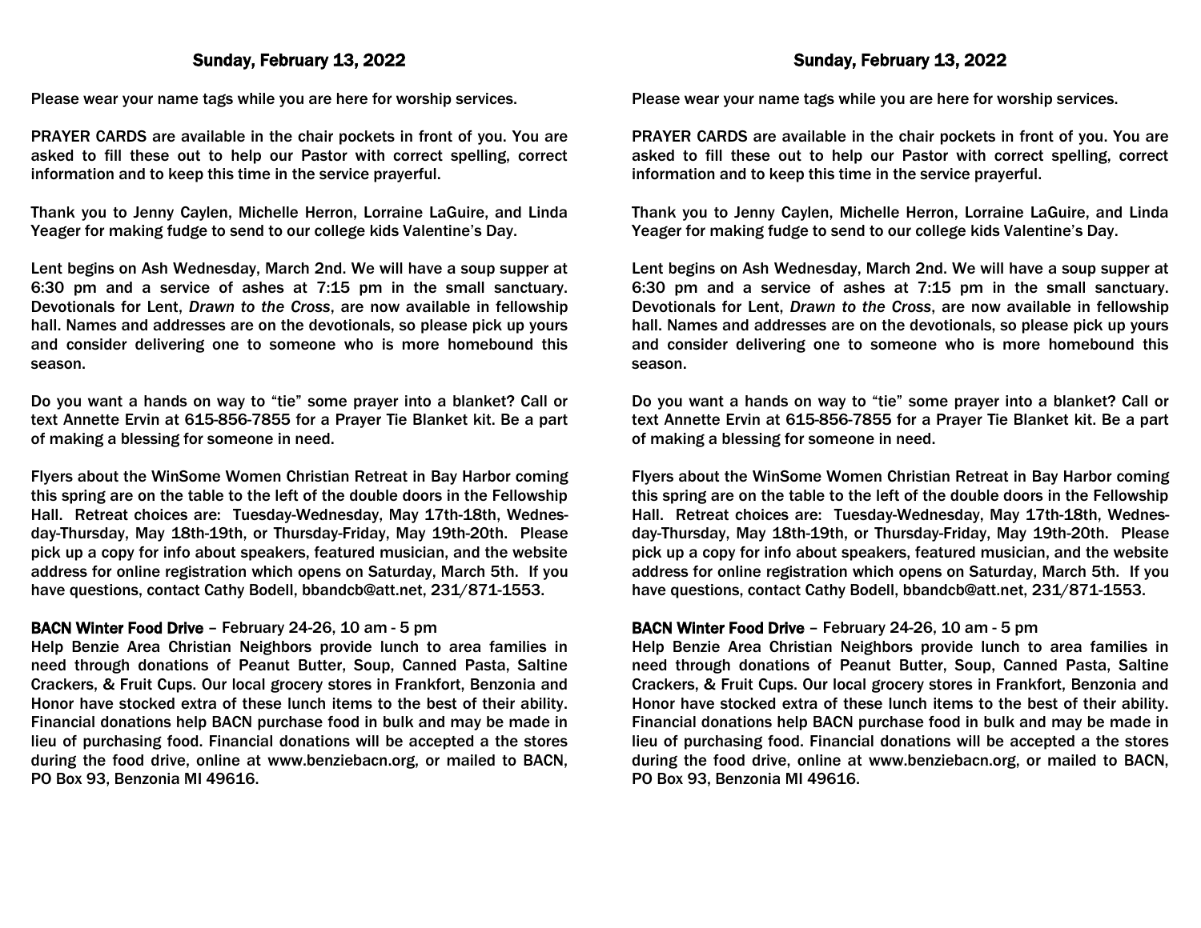## Sunday, February 13, 2022

Please wear your name tags while you are here for worship services.

PRAYER CARDS are available in the chair pockets in front of you. You are asked to fill these out to help our Pastor with correct spelling, correct information and to keep this time in the service prayerful.

Thank you to Jenny Caylen, Michelle Herron, Lorraine LaGuire, and Linda Yeager for making fudge to send to our college kids Valentine's Day.

Lent begins on Ash Wednesday, March 2nd. We will have a soup supper at 6:30 pm and a service of ashes at 7:15 pm in the small sanctuary. Devotionals for Lent, *Drawn to the Cross*, are now available in fellowship hall. Names and addresses are on the devotionals, so please pick up yours and consider delivering one to someone who is more homebound this season.

Do you want a hands on way to "tie" some prayer into a blanket? Call or text Annette Ervin at 615-856-7855 for a Prayer Tie Blanket kit. Be a part of making a blessing for someone in need.

Flyers about the WinSome Women Christian Retreat in Bay Harbor coming this spring are on the table to the left of the double doors in the Fellowship Hall. Retreat choices are: Tuesday-Wednesday, May 17th-18th, Wednesday-Thursday, May 18th-19th, or Thursday-Friday, May 19th-20th. Please pick up a copy for info about speakers, featured musician, and the website address for online registration which opens on Saturday, March 5th. If you have questions, contact Cathy Bodell, bbandcb@att.net, 231/871-1553.

**BACN Winter Food Drive** – February 24-26, 10 am - 5 pm
Help Benzie Area Christian Neighbors provide lunch to area families in need through donations of Peanut Butter, Soup, Canned Pasta, Saltine Crackers, & Fruit Cups. Our local grocery stores in Frankfort, Benzonia and Honor have stocked extra of these lunch items to the best of their ability. Financial donations help BACN purchase food in bulk and may be made in lieu of purchasing food. Financial donations will be accepted a the stores during the food drive, online at www.benziebacn.org, or mailed to BACN, PO Box 93, Benzonia MI 49616.

## Sunday, February 13, 2022

Please wear your name tags while you are here for worship services.

PRAYER CARDS are available in the chair pockets in front of you. You are asked to fill these out to help our Pastor with correct spelling, correct information and to keep this time in the service prayerful.

Thank you to Jenny Caylen, Michelle Herron, Lorraine LaGuire, and Linda Yeager for making fudge to send to our college kids Valentine's Day.

Lent begins on Ash Wednesday, March 2nd. We will have a soup supper at 6:30 pm and a service of ashes at 7:15 pm in the small sanctuary. Devotionals for Lent, *Drawn to the Cross*, are now available in fellowship hall. Names and addresses are on the devotionals, so please pick up yours and consider delivering one to someone who is more homebound this season.

Do you want a hands on way to "tie" some prayer into a blanket? Call or text Annette Ervin at 615-856-7855 for a Prayer Tie Blanket kit. Be a part of making a blessing for someone in need.

Flyers about the WinSome Women Christian Retreat in Bay Harbor coming this spring are on the table to the left of the double doors in the Fellowship Hall. Retreat choices are: Tuesday-Wednesday, May 17th-18th, Wednesday-Thursday, May 18th-19th, or Thursday-Friday, May 19th-20th. Please pick up a copy for info about speakers, featured musician, and the website address for online registration which opens on Saturday, March 5th. If you have questions, contact Cathy Bodell, bbandcb@att.net, 231/871-1553.

**BACN Winter Food Drive** – February 24-26, 10 am - 5 pm
Help Benzie Area Christian Neighbors provide lunch to area families in need through donations of Peanut Butter, Soup, Canned Pasta, Saltine Crackers, & Fruit Cups. Our local grocery stores in Frankfort, Benzonia and Honor have stocked extra of these lunch items to the best of their ability. Financial donations help BACN purchase food in bulk and may be made in lieu of purchasing food. Financial donations will be accepted a the stores during the food drive, online at www.benziebacn.org, or mailed to BACN, PO Box 93, Benzonia MI 49616.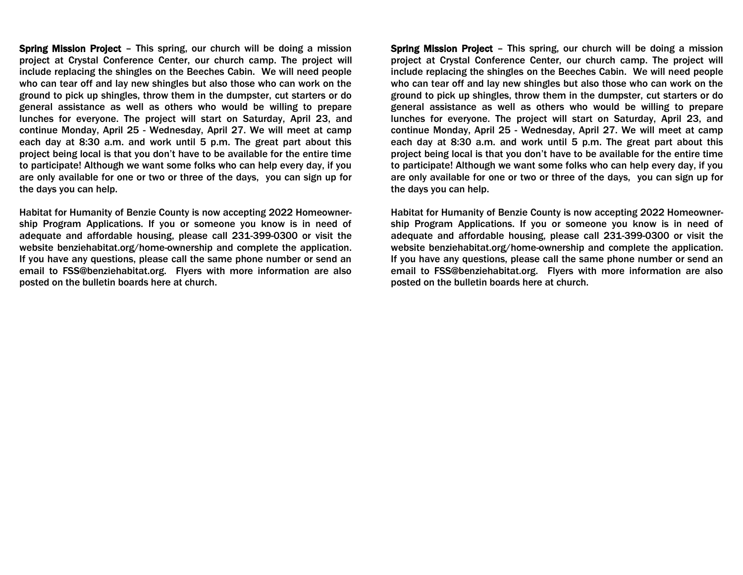**Spring Mission Project** – This spring, our church will be doing a mission project at Crystal Conference Center, our church camp. The project will include replacing the shingles on the Beeches Cabin. We will need people who can tear off and lay new shingles but also those who can work on the ground to pick up shingles, throw them in the dumpster, cut starters or do general assistance as well as others who would be willing to prepare lunches for everyone. The project will start on Saturday, April 23, and continue Monday, April 25 - Wednesday, April 27. We will meet at camp each day at 8:30 a.m. and work until 5 p.m. The great part about this project being local is that you don't have to be available for the entire time to participate! Although we want some folks who can help every day, if you are only available for one or two or three of the days, you can sign up for the days you can help.

Habitat for Humanity of Benzie County is now accepting 2022 Homeownership Program Applications. If you or someone you know is in need of adequate and affordable housing, please call 231-399-0300 or visit the website benziehabitat.org/home-ownership and complete the application. If you have any questions, please call the same phone number or send an email to FSS@benziehabitat.org. Flyers with more information are also posted on the bulletin boards here at church.

**Spring Mission Project** – This spring, our church will be doing a mission project at Crystal Conference Center, our church camp. The project will include replacing the shingles on the Beeches Cabin. We will need people who can tear off and lay new shingles but also those who can work on the ground to pick up shingles, throw them in the dumpster, cut starters or do general assistance as well as others who would be willing to prepare lunches for everyone. The project will start on Saturday, April 23, and continue Monday, April 25 - Wednesday, April 27. We will meet at camp each day at 8:30 a.m. and work until 5 p.m. The great part about this project being local is that you don't have to be available for the entire time to participate! Although we want some folks who can help every day, if you are only available for one or two or three of the days, you can sign up for the days you can help.

Habitat for Humanity of Benzie County is now accepting 2022 Homeownership Program Applications. If you or someone you know is in need of adequate and affordable housing, please call 231-399-0300 or visit the website benziehabitat.org/home-ownership and complete the application. If you have any questions, please call the same phone number or send an email to FSS@benziehabitat.org. Flyers with more information are also posted on the bulletin boards here at church.